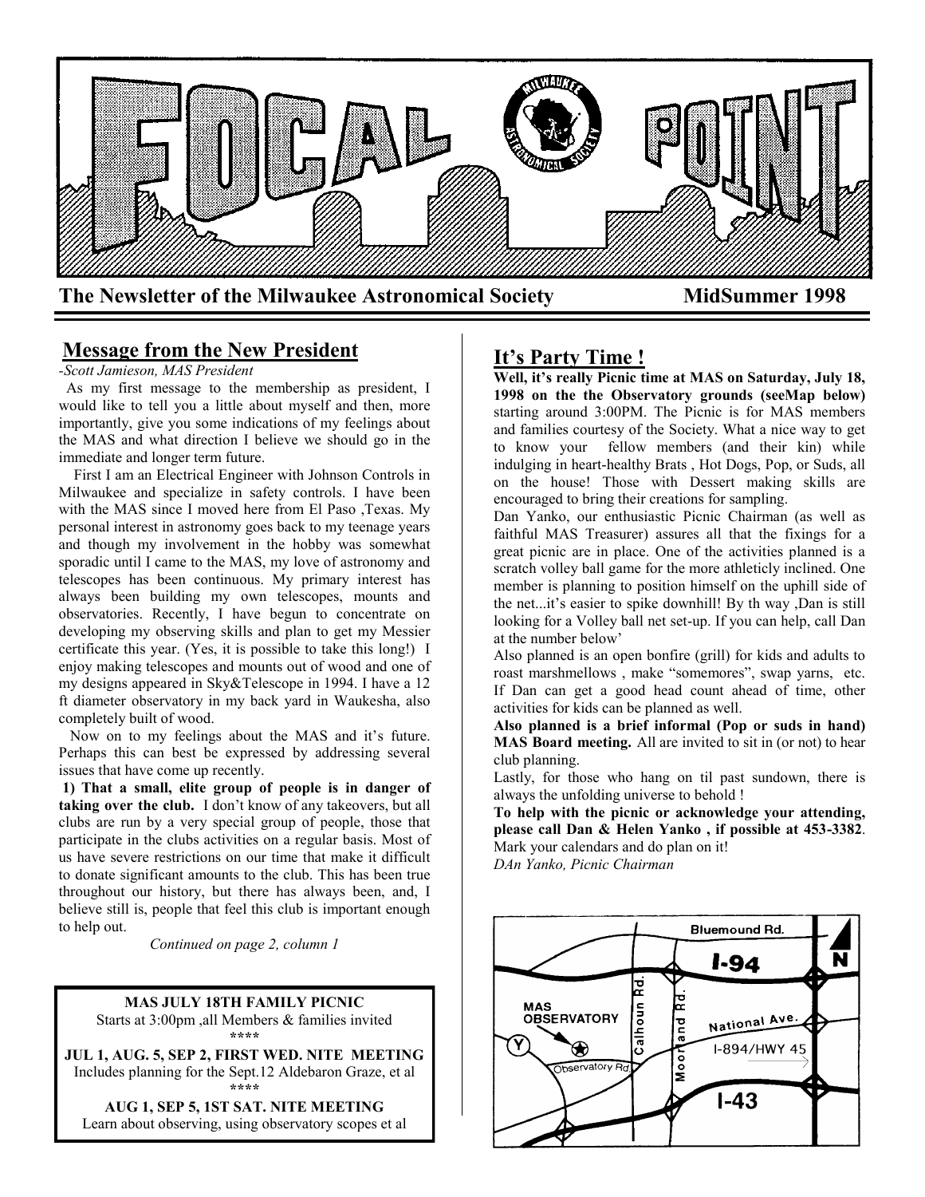# FOCAL POINT

**The Newsletter of the Milwaukee Astronomical Society** **MidSummer 1998**

## Message from the New President

*-Scott Jamieson, MAS President*

As my first message to the membership as president, I would like to tell you a little about myself and then, more importantly, give you some indications of my feelings about the MAS and what direction I believe we should go in the immediate and longer term future.

First I am an Electrical Engineer with Johnson Controls in Milwaukee and specialize in safety controls. I have been with the MAS since I moved here from El Paso ,Texas. My personal interest in astronomy goes back to my teenage years and though my involvement in the hobby was somewhat sporadic until I came to the MAS, my love of astronomy and telescopes has been continuous. My primary interest has always been building my own telescopes, mounts and observatories. Recently, I have begun to concentrate on developing my observing skills and plan to get my Messier certificate this year. (Yes, it is possible to take this long!) I enjoy making telescopes and mounts out of wood and one of my designs appeared in Sky&Telescope in 1994. I have a 12 ft diameter observatory in my back yard in Waukesha, also completely built of wood.

Now on to my feelings about the MAS and it's future. Perhaps this can best be expressed by addressing several issues that have come up recently.

**1) That a small, elite group of people is in danger of taking over the club.** I don't know of any takeovers, but all clubs are run by a very special group of people, those that participate in the clubs activities on a regular basis. Most of us have severe restrictions on our time that make it difficult to donate significant amounts to the club. This has been true throughout our history, but there has always been, and, I believe still is, people that feel this club is important enough to help out.

*Continued on page 2, column 1*

---

**MAS JULY 18TH FAMILY PICNIC**
Starts at 3:00pm ,all Members & families invited
\*\*\*\*
**JUL 1, AUG. 5, SEP 2, FIRST WED. NITE MEETING**
Includes planning for the Sept.12 Aldebaron Graze, et al
\*\*\*\*
**AUG 1, SEP 5, 1ST SAT. NITE MEETING**
Learn about observing, using observatory scopes et al

---

## It's Party Time !

**Well, it's really Picnic time at MAS on Saturday, July 18, 1998 on the the Observatory grounds (seeMap below)** starting around 3:00PM. The Picnic is for MAS members and families courtesy of the Society. What a nice way to get to know your fellow members (and their kin) while indulging in heart-healthy Brats , Hot Dogs, Pop, or Suds, all on the house! Those with Dessert making skills are encouraged to bring their creations for sampling.

Dan Yanko, our enthusiastic Picnic Chairman (as well as faithful MAS Treasurer) assures all that the fixings for a great picnic are in place. One of the activities planned is a scratch volley ball game for the more athleticly inclined. One member is planning to position himself on the uphill side of the net...it's easier to spike downhill! By th way ,Dan is still looking for a Volley ball net set-up. If you can help, call Dan at the number below'

Also planned is an open bonfire (grill) for kids and adults to roast marshmellows , make "somemores", swap yarns, etc. If Dan can get a good head count ahead of time, other activities for kids can be planned as well.

**Also planned is a brief informal (Pop or suds in hand) MAS Board meeting.** All are invited to sit in (or not) to hear club planning.

Lastly, for those who hang on til past sundown, there is always the unfolding universe to behold !

**To help with the picnic or acknowledge your attending, please call Dan & Helen Yanko , if possible at 453-3382**. Mark your calendars and do plan on it!

*DAn Yanko, Picnic Chairman*

Bluemound Rd. | I-94 | N | MAS OBSERVATORY | Y | Observatory Rd | Calhoun Rd. | Moorland Rd. | National Ave. | I-894/HWY 45 | I-43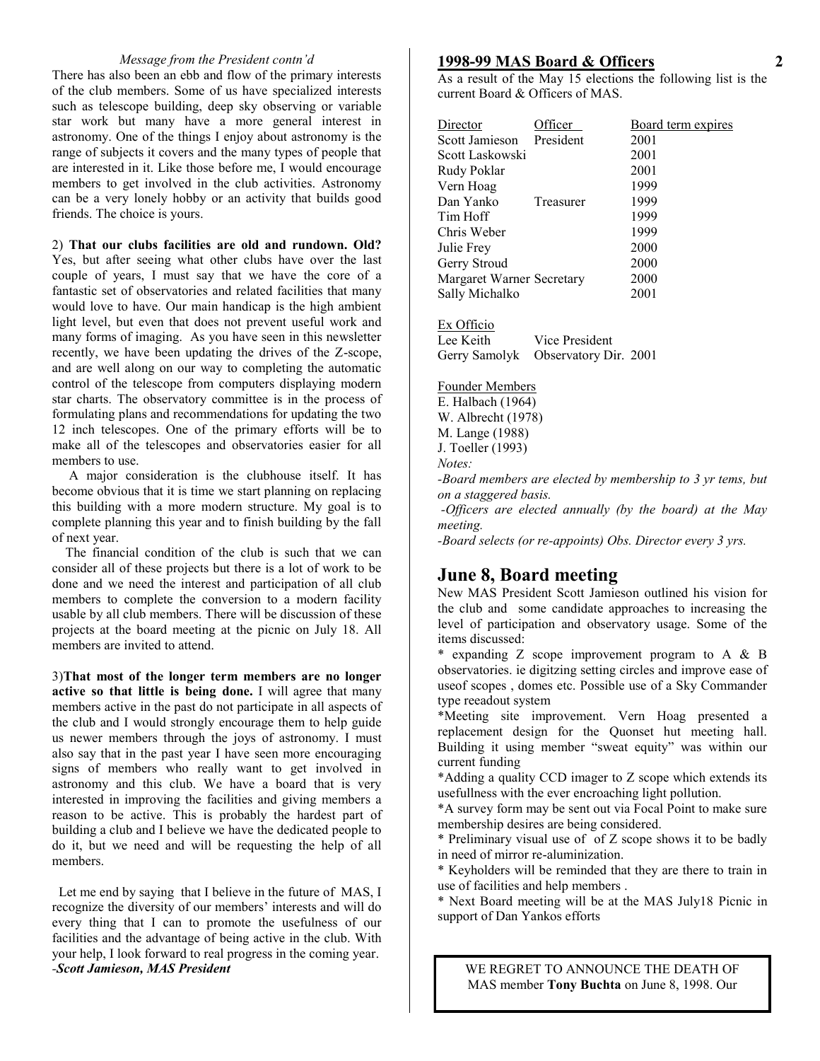*Message from the President contn'd*

There has also been an ebb and flow of the primary interests of the club members. Some of us have specialized interests such as telescope building, deep sky observing or variable star work but many have a more general interest in astronomy. One of the things I enjoy about astronomy is the range of subjects it covers and the many types of people that are interested in it. Like those before me, I would encourage members to get involved in the club activities. Astronomy can be a very lonely hobby or an activity that builds good friends. The choice is yours.

2) **That our clubs facilities are old and rundown. Old?** Yes, but after seeing what other clubs have over the last couple of years, I must say that we have the core of a fantastic set of observatories and related facilities that many would love to have. Our main handicap is the high ambient light level, but even that does not prevent useful work and many forms of imaging. As you have seen in this newsletter recently, we have been updating the drives of the Z-scope, and are well along on our way to completing the automatic control of the telescope from computers displaying modern star charts. The observatory committee is in the process of formulating plans and recommendations for updating the two 12 inch telescopes. One of the primary efforts will be to make all of the telescopes and observatories easier for all members to use.

A major consideration is the clubhouse itself. It has become obvious that it is time we start planning on replacing this building with a more modern structure. My goal is to complete planning this year and to finish building by the fall of next year.

The financial condition of the club is such that we can consider all of these projects but there is a lot of work to be done and we need the interest and participation of all club members to complete the conversion to a modern facility usable by all club members. There will be discussion of these projects at the board meeting at the picnic on July 18. All members are invited to attend.

3)**That most of the longer term members are no longer active so that little is being done.** I will agree that many members active in the past do not participate in all aspects of the club and I would strongly encourage them to help guide us newer members through the joys of astronomy. I must also say that in the past year I have seen more encouraging signs of members who really want to get involved in astronomy and this club. We have a board that is very interested in improving the facilities and giving members a reason to be active. This is probably the hardest part of building a club and I believe we have the dedicated people to do it, but we need and will be requesting the help of all members.

Let me end by saying that I believe in the future of MAS, I recognize the diversity of our members' interests and will do every thing that I can to promote the usefulness of our facilities and the advantage of being active in the club. With your help, I look forward to real progress in the coming year.
-***Scott Jamieson, MAS President***

## 1998-99 MAS Board & Officers

As a result of the May 15 elections the following list is the current Board & Officers of MAS.

| Director | Officer | Board term expires |
|---|---|---|
| Scott Jamieson | President | 2001 |
| Scott Laskowski | | 2001 |
| Rudy Poklar | | 2001 |
| Vern Hoag | | 1999 |
| Dan Yanko | Treasurer | 1999 |
| Tim Hoff | | 1999 |
| Chris Weber | | 1999 |
| Julie Frey | | 2000 |
| Gerry Stroud | | 2000 |
| Margaret Warner | Secretary | 2000 |
| Sally Michalko | | 2001 |

Ex Officio

| | | |
|---|---|---|
| Lee Keith | Vice President | |
| Gerry Samolyk | Observatory Dir. | 2001 |

Founder Members

E. Halbach (1964)
W. Albrecht (1978)
M. Lange (1988)
J. Toeller (1993)

*Notes:*

*-Board members are elected by membership to 3 yr tems, but on a staggered basis.*

*-Officers are elected annually (by the board) at the May meeting.*

*-Board selects (or re-appoints) Obs. Director every 3 yrs.*

## June 8, Board meeting

New MAS President Scott Jamieson outlined his vision for the club and some candidate approaches to increasing the level of participation and observatory usage. Some of the items discussed:

* expanding Z scope improvement program to A & B observatories. ie digitzing setting circles and improve ease of useof scopes , domes etc. Possible use of a Sky Commander type reeadout system

*Meeting site improvement. Vern Hoag presented a replacement design for the Quonset hut meeting hall. Building it using member "sweat equity" was within our current funding

*Adding a quality CCD imager to Z scope which extends its usefullness with the ever encroaching light pollution.

*A survey form may be sent out via Focal Point to make sure membership desires are being considered.

* Preliminary visual use of of Z scope shows it to be badly in need of mirror re-aluminization.

* Keyholders will be reminded that they are there to train in use of facilities and help members .

* Next Board meeting will be at the MAS July18 Picnic in support of Dan Yankos efforts

WE REGRET TO ANNOUNCE THE DEATH OF MAS member **Tony Buchta** on June 8, 1998. Our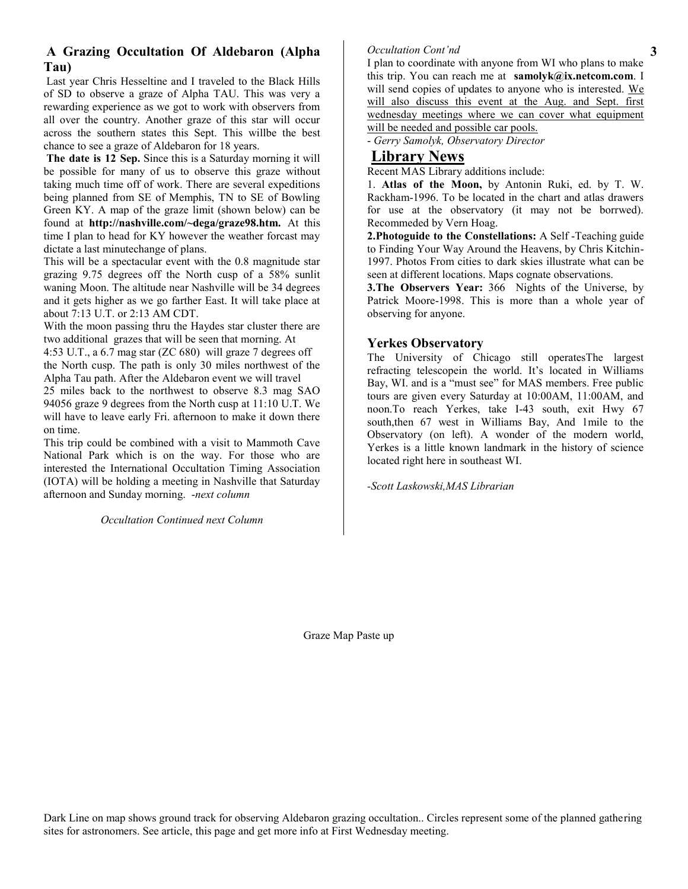## A Grazing Occultation Of Aldebaron (Alpha Tau)

Last year Chris Hesseltine and I traveled to the Black Hills of SD to observe a graze of Alpha TAU. This was very a rewarding experience as we got to work with observers from all over the country. Another graze of this star will occur across the southern states this Sept. This willbe the best chance to see a graze of Aldebaron for 18 years.

**The date is 12 Sep.** Since this is a Saturday morning it will be possible for many of us to observe this graze without taking much time off of work. There are several expeditions being planned from SE of Memphis, TN to SE of Bowling Green KY. A map of the graze limit (shown below) can be found at **http://nashville.com/~dega/graze98.htm.** At this time I plan to head for KY however the weather forcast may dictate a last minutechange of plans.

This will be a spectacular event with the 0.8 magnitude star grazing 9.75 degrees off the North cusp of a 58% sunlit waning Moon. The altitude near Nashville will be 34 degrees and it gets higher as we go farther East. It will take place at about 7:13 U.T. or 2:13 AM CDT.

With the moon passing thru the Haydes star cluster there are two additional grazes that will be seen that morning. At 4:53 U.T., a 6.7 mag star (ZC 680) will graze 7 degrees off the North cusp. The path is only 30 miles northwest of the Alpha Tau path. After the Aldebaron event we will travel 25 miles back to the northwest to observe 8.3 mag SAO 94056 graze 9 degrees from the North cusp at 11:10 U.T. We will have to leave early Fri. afternoon to make it down there on time.

This trip could be combined with a visit to Mammoth Cave National Park which is on the way. For those who are interested the International Occultation Timing Association (IOTA) will be holding a meeting in Nashville that Saturday afternoon and Sunday morning. -*next column*

*Occultation Continued next Column*

*Occultation Cont'nd*

I plan to coordinate with anyone from WI who plans to make this trip. You can reach me at **samolyk@ix.netcom.com**. I will send copies of updates to anyone who is interested. <u>We will also discuss this event at the Aug. and Sept. first wednesday meetings where we can cover what equipment will be needed and possible car pools.</u>

- *Gerry Samolyk, Observatory Director*

## Library News

Recent MAS Library additions include:

1. **Atlas of the Moon,** by Antonin Ruki, ed. by T. W. Rackham-1996. To be located in the chart and atlas drawers for use at the observatory (it may not be borrwed). Recommeded by Vern Hoag.

2. **Photoguide to the Constellations:** A Self -Teaching guide to Finding Your Way Around the Heavens, by Chris Kitchin-1997. Photos From cities to dark skies illustrate what can be seen at different locations. Maps cognate observations.

3. **The Observers Year:** 366 Nights of the Universe, by Patrick Moore-1998. This is more than a whole year of observing for anyone.

### Yerkes Observatory

The University of Chicago still operatesThe largest refracting telescopein the world. It's located in Williams Bay, WI. and is a "must see" for MAS members. Free public tours are given every Saturday at 10:00AM, 11:00AM, and noon.To reach Yerkes, take I-43 south, exit Hwy 67 south,then 67 west in Williams Bay, And 1mile to the Observatory (on left). A wonder of the modern world, Yerkes is a little known landmark in the history of science located right here in southeast WI.

-*Scott Laskowski,MAS Librarian*

Graze Map Paste up

Dark Line on map shows ground track for observing Aldebaron grazing occultation.. Circles represent some of the planned gathering sites for astronomers. See article, this page and get more info at First Wednesday meeting.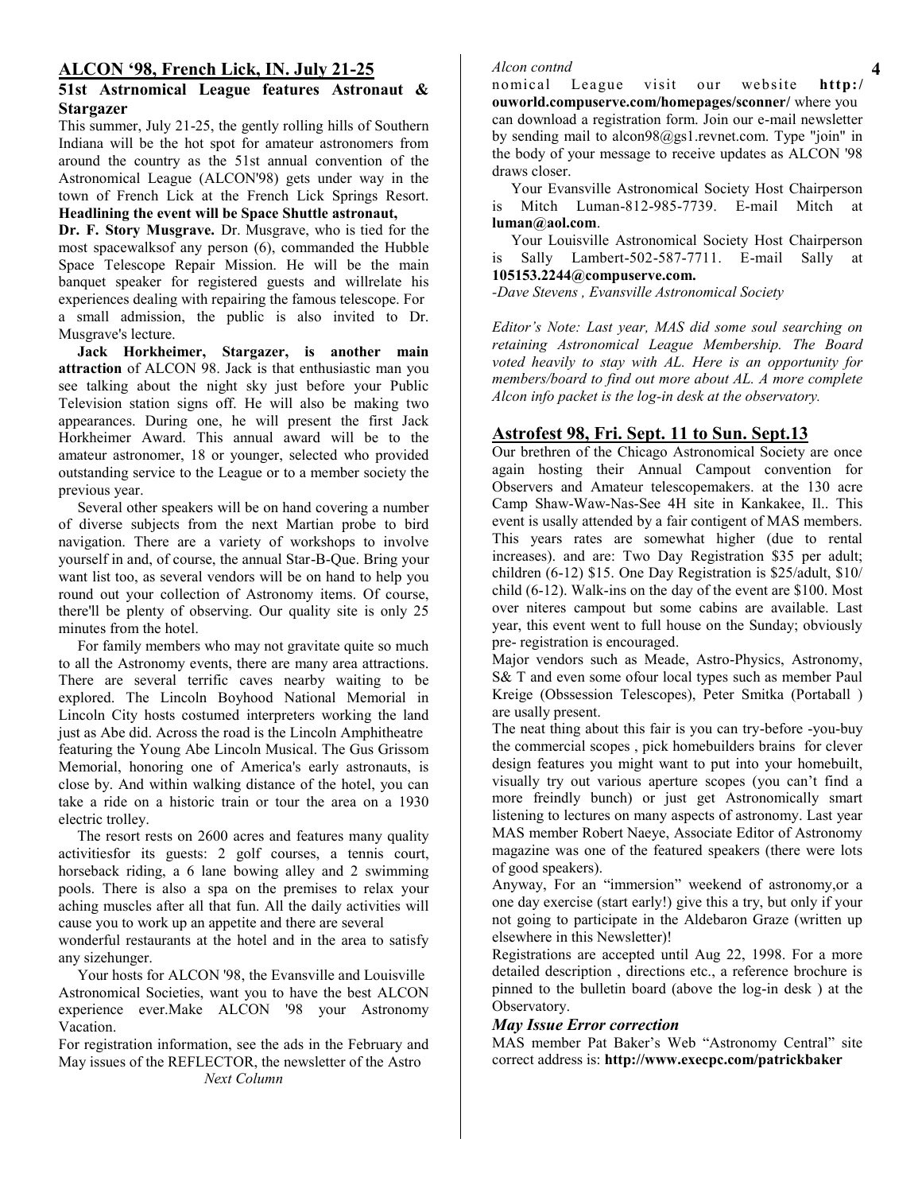## ALCON '98, French Lick, IN. July 21-25

### 51st Astrnomical League features Astronaut & Stargazer

This summer, July 21-25, the gently rolling hills of Southern Indiana will be the hot spot for amateur astronomers from around the country as the 51st annual convention of the Astronomical League (ALCON'98) gets under way in the town of French Lick at the French Lick Springs Resort. **Headlining the event will be Space Shuttle astronaut, Dr. F. Story Musgrave.** Dr. Musgrave, who is tied for the most spacewalksof any person (6), commanded the Hubble Space Telescope Repair Mission. He will be the main banquet speaker for registered guests and willrelate his experiences dealing with repairing the famous telescope. For a small admission, the public is also invited to Dr. Musgrave's lecture.

**Jack Horkheimer, Stargazer, is another main attraction** of ALCON 98. Jack is that enthusiastic man you see talking about the night sky just before your Public Television station signs off. He will also be making two appearances. During one, he will present the first Jack Horkheimer Award. This annual award will be to the amateur astronomer, 18 or younger, selected who provided outstanding service to the League or to a member society the previous year.

Several other speakers will be on hand covering a number of diverse subjects from the next Martian probe to bird navigation. There are a variety of workshops to involve yourself in and, of course, the annual Star-B-Que. Bring your want list too, as several vendors will be on hand to help you round out your collection of Astronomy items. Of course, there'll be plenty of observing. Our quality site is only 25 minutes from the hotel.

For family members who may not gravitate quite so much to all the Astronomy events, there are many area attractions. There are several terrific caves nearby waiting to be explored. The Lincoln Boyhood National Memorial in Lincoln City hosts costumed interpreters working the land just as Abe did. Across the road is the Lincoln Amphitheatre featuring the Young Abe Lincoln Musical. The Gus Grissom Memorial, honoring one of America's early astronauts, is close by. And within walking distance of the hotel, you can take a ride on a historic train or tour the area on a 1930 electric trolley.

The resort rests on 2600 acres and features many quality activitiesfor its guests: 2 golf courses, a tennis court, horseback riding, a 6 lane bowing alley and 2 swimming pools. There is also a spa on the premises to relax your aching muscles after all that fun. All the daily activities will cause you to work up an appetite and there are several wonderful restaurants at the hotel and in the area to satisfy any sizehunger.

Your hosts for ALCON '98, the Evansville and Louisville Astronomical Societies, want you to have the best ALCON experience ever.Make ALCON '98 your Astronomy Vacation.

For registration information, see the ads in the February and May issues of the REFLECTOR, the newsletter of the Astro

*Next Column*

*Alcon contnd*

nomical League visit our website **http:/ ouworld.compuserve.com/homepages/sconner/** where you can download a registration form. Join our e-mail newsletter by sending mail to alcon98@gs1.revnet.com. Type "join" in the body of your message to receive updates as ALCON '98 draws closer.

Your Evansville Astronomical Society Host Chairperson is Mitch Luman-812-985-7739. E-mail Mitch at **luman@aol.com**.

Your Louisville Astronomical Society Host Chairperson is Sally Lambert-502-587-7711. E-mail Sally at **105153.2244@compuserve.com.**

*-Dave Stevens , Evansville Astronomical Society*

*Editor's Note: Last year, MAS did some soul searching on retaining Astronomical League Membership. The Board voted heavily to stay with AL. Here is an opportunity for members/board to find out more about AL. A more complete Alcon info packet is the log-in desk at the observatory.*

## Astrofest 98, Fri. Sept. 11 to Sun. Sept.13

Our brethren of the Chicago Astronomical Society are once again hosting their Annual Campout convention for Observers and Amateur telescopemakers. at the 130 acre Camp Shaw-Waw-Nas-See 4H site in Kankakee, Il.. This event is usally attended by a fair contigent of MAS members. This years rates are somewhat higher (due to rental increases). and are: Two Day Registration $35 per adult; children (6-12) $15. One Day Registration is $25/adult, $10/ child (6-12). Walk-ins on the day of the event are $100. Most over niteres campout but some cabins are available. Last year, this event went to full house on the Sunday; obviously pre- registration is encouraged.

Major vendors such as Meade, Astro-Physics, Astronomy, S& T and even some ofour local types such as member Paul Kreige (Obssession Telescopes), Peter Smitka (Portaball ) are usally present.

The neat thing about this fair is you can try-before -you-buy the commercial scopes , pick homebuilders brains for clever design features you might want to put into your homebuilt, visually try out various aperture scopes (you can't find a more freindly bunch) or just get Astronomically smart listening to lectures on many aspects of astronomy. Last year MAS member Robert Naeye, Associate Editor of Astronomy magazine was one of the featured speakers (there were lots of good speakers).

Anyway, For an "immersion" weekend of astronomy,or a one day exercise (start early!) give this a try, but only if your not going to participate in the Aldebaron Graze (written up elsewhere in this Newsletter)!

Registrations are accepted until Aug 22, 1998. For a more detailed description , directions etc., a reference brochure is pinned to the bulletin board (above the log-in desk ) at the Observatory.

### *May Issue Error correction*

MAS member Pat Baker's Web "Astronomy Central" site correct address is: **http://www.execpc.com/patrickbaker**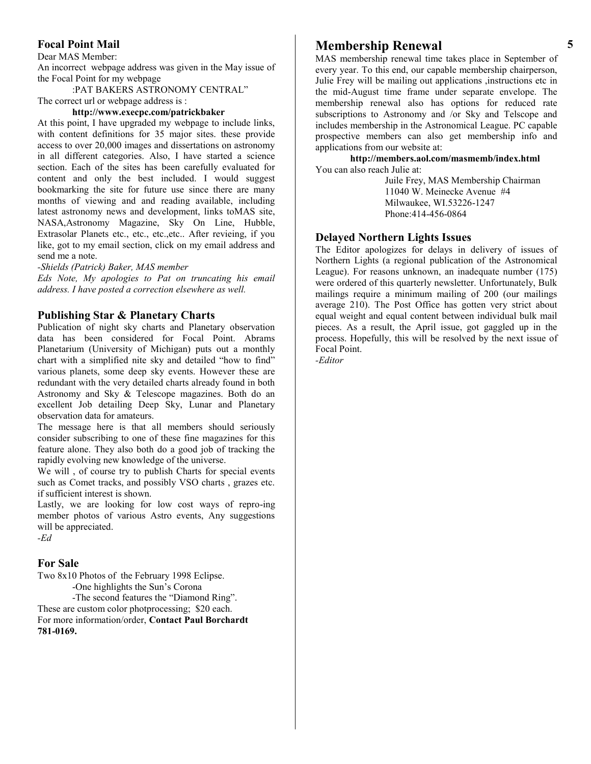## Focal Point Mail

Dear MAS Member:

An incorrect webpage address was given in the May issue of the Focal Point for my webpage

:PAT BAKERS ASTRONOMY CENTRAL"

The correct url or webpage address is :

**http://www.execpc.com/patrickbaker**

At this point, I have upgraded my webpage to include links, with content definitions for 35 major sites. these provide access to over 20,000 images and dissertations on astronomy in all different categories. Also, I have started a science section. Each of the sites has been carefully evaluated for content and only the best included. I would suggest bookmarking the site for future use since there are many months of viewing and and reading available, including latest astronomy news and development, links toMAS site, NASA,Astronomy Magazine, Sky On Line, Hubble, Extrasolar Planets etc., etc., etc.,etc.. After revieing, if you like, got to my email section, click on my email address and send me a note.

*-Shields (Patrick) Baker, MAS member*

*Eds Note, My apologies to Pat on truncating his email address. I have posted a correction elsewhere as well.*

## Publishing Star & Planetary Charts

Publication of night sky charts and Planetary observation data has been considered for Focal Point. Abrams Planetarium (University of Michigan) puts out a monthly chart with a simplified nite sky and detailed "how to find" various planets, some deep sky events. However these are redundant with the very detailed charts already found in both Astronomy and Sky & Telescope magazines. Both do an excellent Job detailing Deep Sky, Lunar and Planetary observation data for amateurs.

The message here is that all members should seriously consider subscribing to one of these fine magazines for this feature alone. They also both do a good job of tracking the rapidly evolving new knowledge of the universe.

We will , of course try to publish Charts for special events such as Comet tracks, and possibly VSO charts , grazes etc. if sufficient interest is shown.

Lastly, we are looking for low cost ways of repro-ing member photos of various Astro events, Any suggestions will be appreciated.

*-Ed*

## For Sale

Two 8x10 Photos of the February 1998 Eclipse.

-One highlights the Sun's Corona

-The second features the "Diamond Ring".

These are custom color photprocessing; $20 each.

For more information/order, **Contact Paul Borchardt 781-0169.**

# Membership Renewal

MAS membership renewal time takes place in September of every year. To this end, our capable membership chairperson, Julie Frey will be mailing out applications ,instructions etc in the mid-August time frame under separate envelope. The membership renewal also has options for reduced rate subscriptions to Astronomy and /or Sky and Telscope and includes membership in the Astronomical League. PC capable prospective members can also get membership info and applications from our website at:

**http://members.aol.com/masmemb/index.html**

You can also reach Julie at:

Juile Frey, MAS Membership Chairman
11040 W. Meinecke Avenue #4
Milwaukee, WI.53226-1247
Phone:414-456-0864

## Delayed Northern Lights Issues

The Editor apologizes for delays in delivery of issues of Northern Lights (a regional publication of the Astronomical League). For reasons unknown, an inadequate number (175) were ordered of this quarterly newsletter. Unfortunately, Bulk mailings require a minimum mailing of 200 (our mailings average 210). The Post Office has gotten very strict about equal weight and equal content between individual bulk mail pieces. As a result, the April issue, got gaggled up in the process. Hopefully, this will be resolved by the next issue of Focal Point.

*-Editor*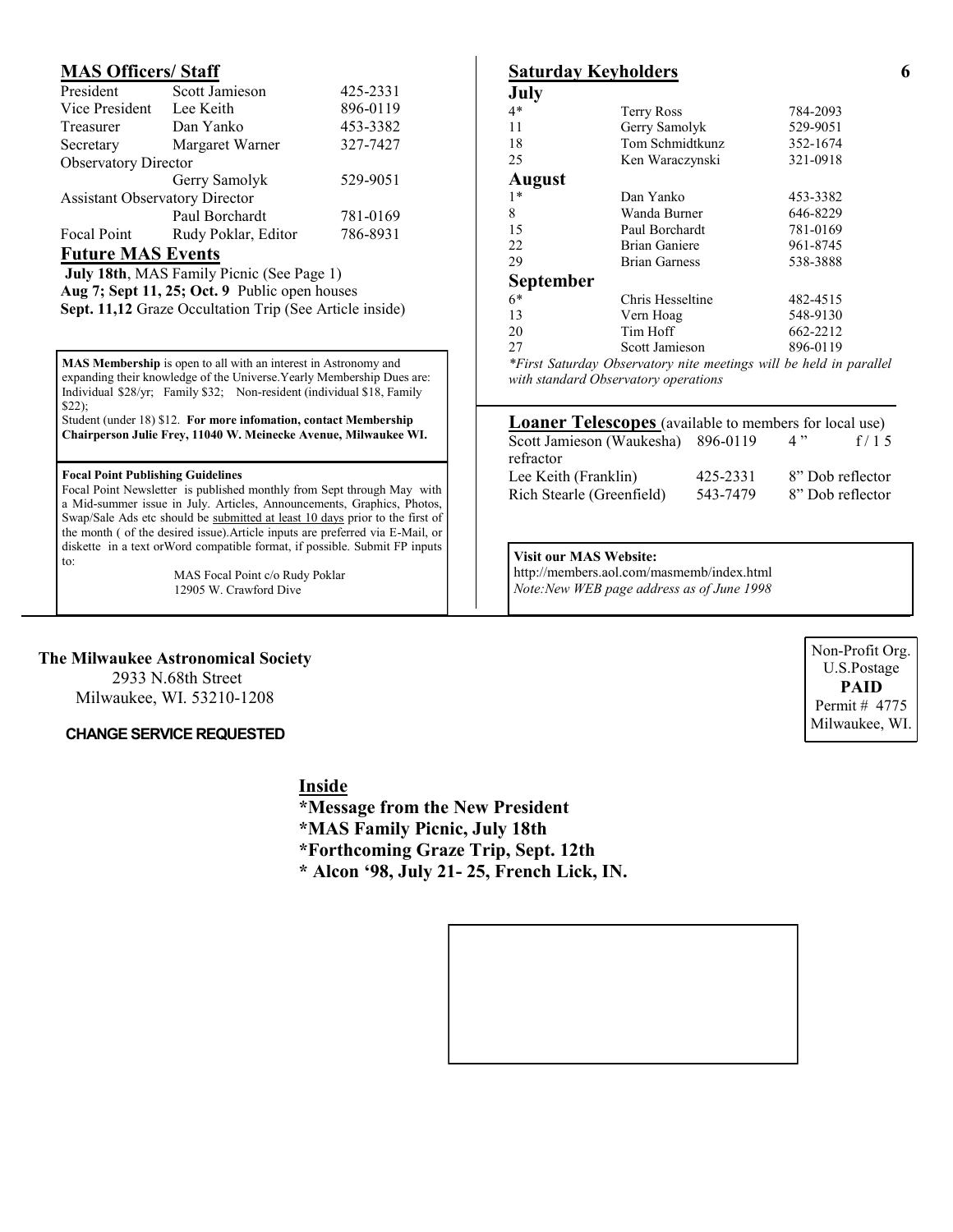## MAS Officers/ Staff

| | | |
|---|---|---|
| President | Scott Jamieson | 425-2331 |
| Vice President | Lee Keith | 896-0119 |
| Treasurer | Dan Yanko | 453-3382 |
| Secretary | Margaret Warner | 327-7427 |
| Observatory Director | Gerry Samolyk | 529-9051 |
| Assistant Observatory Director | Paul Borchardt | 781-0169 |
| Focal Point | Rudy Poklar, Editor | 786-8931 |

## Future MAS Events

**July 18th**, MAS Family Picnic (See Page 1)
**Aug 7; Sept 11, 25; Oct. 9** Public open houses
**Sept. 11,12** Graze Occultation Trip (See Article inside)

**MAS Membership** is open to all with an interest in Astronomy and expanding their knowledge of the Universe.Yearly Membership Dues are: Individual $28/yr; Family $32; Non-resident (individual $18, Family $22);
Student (under 18) $12. **For more infomation, contact Membership Chairperson Julie Frey, 11040 W. Meinecke Avenue, Milwaukee WI.**

**Focal Point Publishing Guidelines**
Focal Point Newsletter is published monthly from Sept through May with a Mid-summer issue in July. Articles, Announcements, Graphics, Photos, Swap/Sale Ads etc should be submitted at least 10 days prior to the first of the month ( of the desired issue).Article inputs are preferred via E-Mail, or diskette in a text orWord compatible format, if possible. Submit FP inputs to:

MAS Focal Point c/o Rudy Poklar
12905 W. Crawford Dive

## Saturday Keyholders

| | | |
|---|---|---|
| **July** | | |
| 4* | Terry Ross | 784-2093 |
| 11 | Gerry Samolyk | 529-9051 |
| 18 | Tom Schmidtkunz | 352-1674 |
| 25 | Ken Waraczynski | 321-0918 |
| **August** | | |
| 1* | Dan Yanko | 453-3382 |
| 8 | Wanda Burner | 646-8229 |
| 15 | Paul Borchardt | 781-0169 |
| 22 | Brian Ganiere | 961-8745 |
| 29 | Brian Garness | 538-3888 |
| **September** | | |
| 6* | Chris Hesseltine | 482-4515 |
| 13 | Vern Hoag | 548-9130 |
| 20 | Tim Hoff | 662-2212 |
| 27 | Scott Jamieson | 896-0119 |

*\*First Saturday Observatory nite meetings will be held in parallel with standard Observatory operations*

## Loaner Telescopes (available to members for local use)

| | | |
|---|---|---|
| Scott Jamieson (Waukesha) | 896-0119 | 4" f/15 refractor |
| Lee Keith (Franklin) | 425-2331 | 8" Dob reflector |
| Rich Stearle (Greenfield) | 543-7479 | 8" Dob reflector |

**Visit our MAS Website:**
http://members.aol.com/masmemb/index.html
*Note:New WEB page address as of June 1998*

**The Milwaukee Astronomical Society**
2933 N.68th Street
Milwaukee, WI. 53210-1208

**CHANGE SERVICE REQUESTED**

Non-Profit Org.
U.S.Postage
**PAID**
Permit # 4775
Milwaukee, WI.

## Inside

**\*Message from the New President**
**\*MAS Family Picnic, July 18th**
**\*Forthcoming Graze Trip, Sept. 12th**
**\* Alcon '98, July 21- 25, French Lick, IN.**